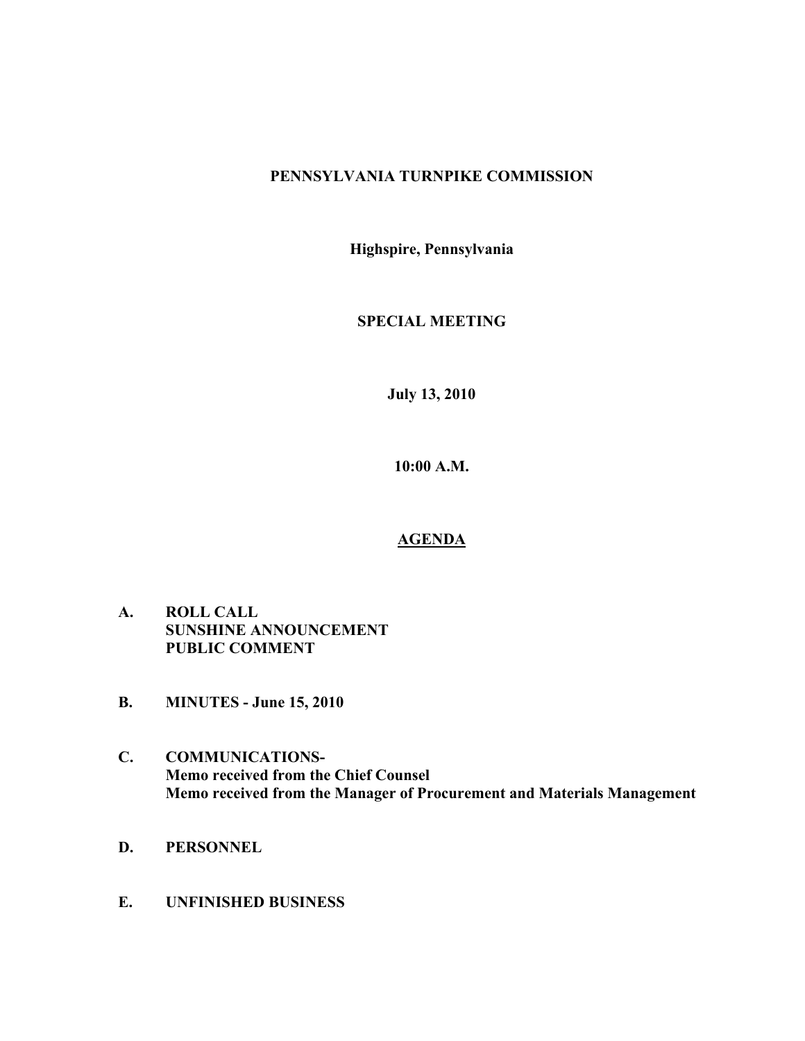**PENNSYLVANIA TURNPIKE COMMISSION**

**Highspire, Pennsylvania**

**SPECIAL MEETING**

**July 13, 2010**

**10:00 A.M.**

**AGENDA**

**A. ROLL CALL**
**SUNSHINE ANNOUNCEMENT**
**PUBLIC COMMENT**

**B. MINUTES - June 15, 2010**

**C. COMMUNICATIONS-**
**Memo received from the Chief Counsel**
**Memo received from the Manager of Procurement and Materials Management**

**D. PERSONNEL**

**E. UNFINISHED BUSINESS**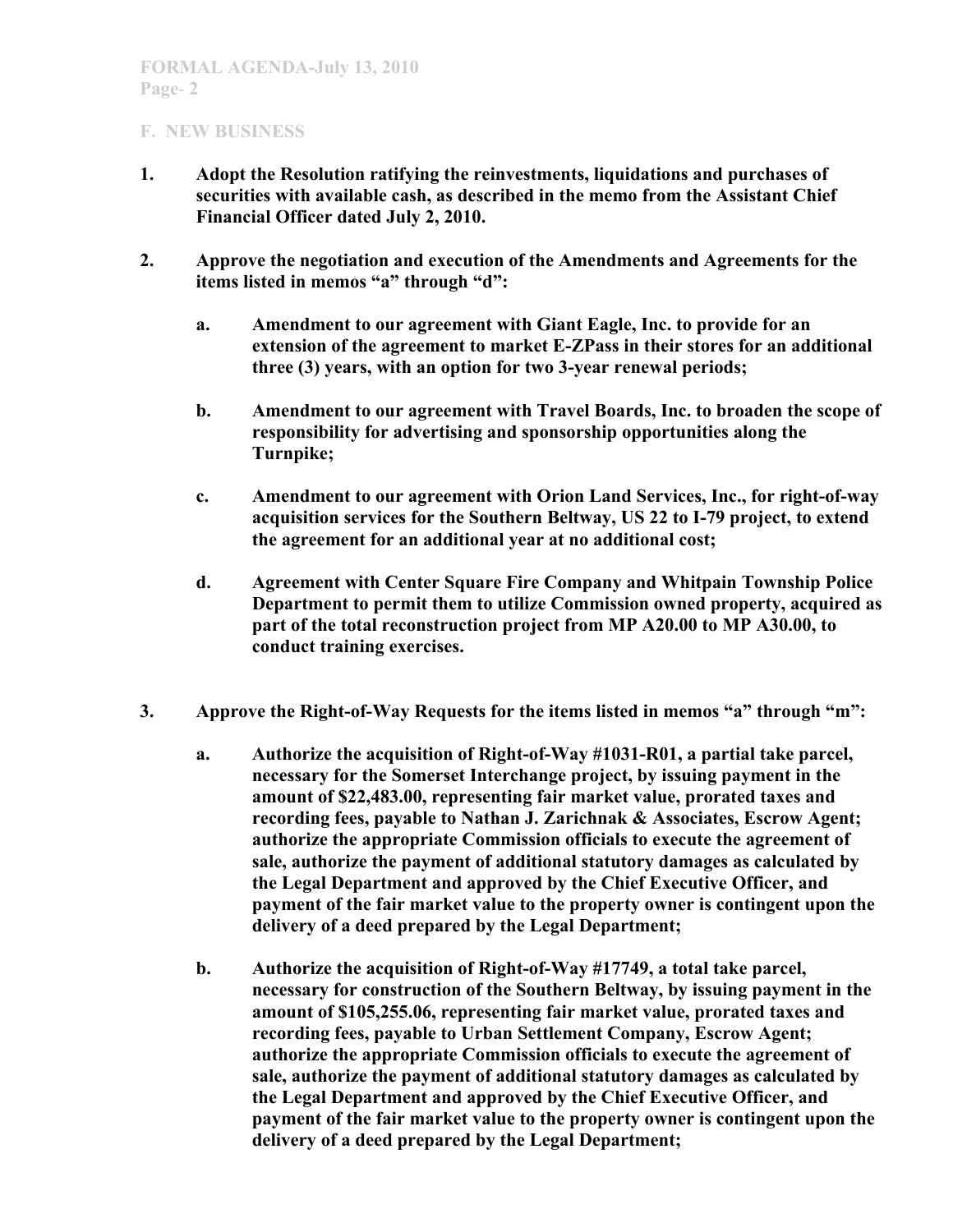## F. NEW BUSINESS

1. **Adopt the Resolution ratifying the reinvestments, liquidations and purchases of securities with available cash, as described in the memo from the Assistant Chief Financial Officer dated July 2, 2010.**

2. **Approve the negotiation and execution of the Amendments and Agreements for the items listed in memos "a" through "d":**

   a. **Amendment to our agreement with Giant Eagle, Inc. to provide for an extension of the agreement to market E-ZPass in their stores for an additional three (3) years, with an option for two 3-year renewal periods;**

   b. **Amendment to our agreement with Travel Boards, Inc. to broaden the scope of responsibility for advertising and sponsorship opportunities along the Turnpike;**

   c. **Amendment to our agreement with Orion Land Services, Inc., for right-of-way acquisition services for the Southern Beltway, US 22 to I-79 project, to extend the agreement for an additional year at no additional cost;**

   d. **Agreement with Center Square Fire Company and Whitpain Township Police Department to permit them to utilize Commission owned property, acquired as part of the total reconstruction project from MP A20.00 to MP A30.00, to conduct training exercises.**

3. **Approve the Right-of-Way Requests for the items listed in memos "a" through "m":**

   a. **Authorize the acquisition of Right-of-Way #1031-R01, a partial take parcel, necessary for the Somerset Interchange project, by issuing payment in the amount of $22,483.00, representing fair market value, prorated taxes and recording fees, payable to Nathan J. Zarichnak & Associates, Escrow Agent; authorize the appropriate Commission officials to execute the agreement of sale, authorize the payment of additional statutory damages as calculated by the Legal Department and approved by the Chief Executive Officer, and payment of the fair market value to the property owner is contingent upon the delivery of a deed prepared by the Legal Department;**

   b. **Authorize the acquisition of Right-of-Way #17749, a total take parcel, necessary for construction of the Southern Beltway, by issuing payment in the amount of $105,255.06, representing fair market value, prorated taxes and recording fees, payable to Urban Settlement Company, Escrow Agent; authorize the appropriate Commission officials to execute the agreement of sale, authorize the payment of additional statutory damages as calculated by the Legal Department and approved by the Chief Executive Officer, and payment of the fair market value to the property owner is contingent upon the delivery of a deed prepared by the Legal Department;**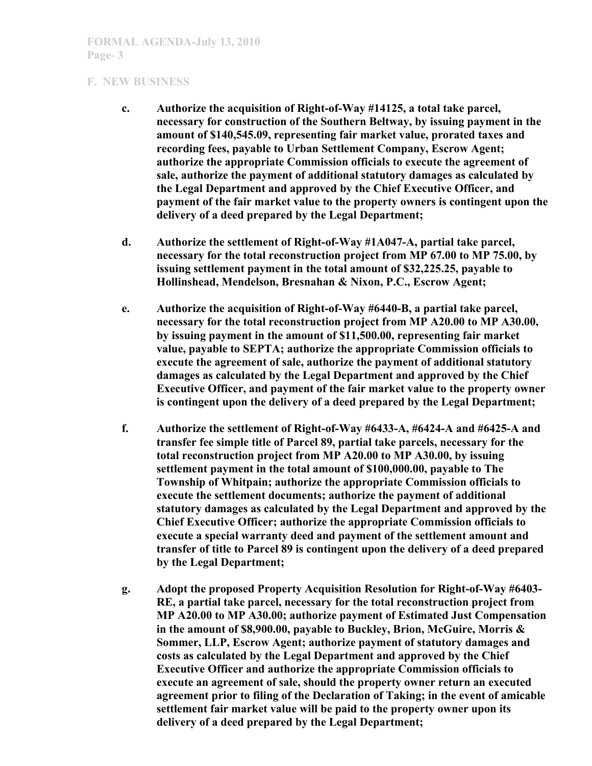## F. NEW BUSINESS

c. **Authorize the acquisition of Right-of-Way #14125, a total take parcel, necessary for construction of the Southern Beltway, by issuing payment in the amount of $140,545.09, representing fair market value, prorated taxes and recording fees, payable to Urban Settlement Company, Escrow Agent; authorize the appropriate Commission officials to execute the agreement of sale, authorize the payment of additional statutory damages as calculated by the Legal Department and approved by the Chief Executive Officer, and payment of the fair market value to the property owners is contingent upon the delivery of a deed prepared by the Legal Department;**

d. **Authorize the settlement of Right-of-Way #1A047-A, partial take parcel, necessary for the total reconstruction project from MP 67.00 to MP 75.00, by issuing settlement payment in the total amount of $32,225.25, payable to Hollinshead, Mendelson, Bresnahan & Nixon, P.C., Escrow Agent;**

e. **Authorize the acquisition of Right-of-Way #6440-B, a partial take parcel, necessary for the total reconstruction project from MP A20.00 to MP A30.00, by issuing payment in the amount of $11,500.00, representing fair market value, payable to SEPTA; authorize the appropriate Commission officials to execute the agreement of sale, authorize the payment of additional statutory damages as calculated by the Legal Department and approved by the Chief Executive Officer, and payment of the fair market value to the property owner is contingent upon the delivery of a deed prepared by the Legal Department;**

f. **Authorize the settlement of Right-of-Way #6433-A, #6424-A and #6425-A and transfer fee simple title of Parcel 89, partial take parcels, necessary for the total reconstruction project from MP A20.00 to MP A30.00, by issuing settlement payment in the total amount of $100,000.00, payable to The Township of Whitpain; authorize the appropriate Commission officials to execute the settlement documents; authorize the payment of additional statutory damages as calculated by the Legal Department and approved by the Chief Executive Officer; authorize the appropriate Commission officials to execute a special warranty deed and payment of the settlement amount and transfer of title to Parcel 89 is contingent upon the delivery of a deed prepared by the Legal Department;**

g. **Adopt the proposed Property Acquisition Resolution for Right-of-Way #6403-RE, a partial take parcel, necessary for the total reconstruction project from MP A20.00 to MP A30.00; authorize payment of Estimated Just Compensation in the amount of $8,900.00, payable to Buckley, Brion, McGuire, Morris & Sommer, LLP, Escrow Agent; authorize payment of statutory damages and costs as calculated by the Legal Department and approved by the Chief Executive Officer and authorize the appropriate Commission officials to execute an agreement of sale, should the property owner return an executed agreement prior to filing of the Declaration of Taking; in the event of amicable settlement fair market value will be paid to the property owner upon its delivery of a deed prepared by the Legal Department;**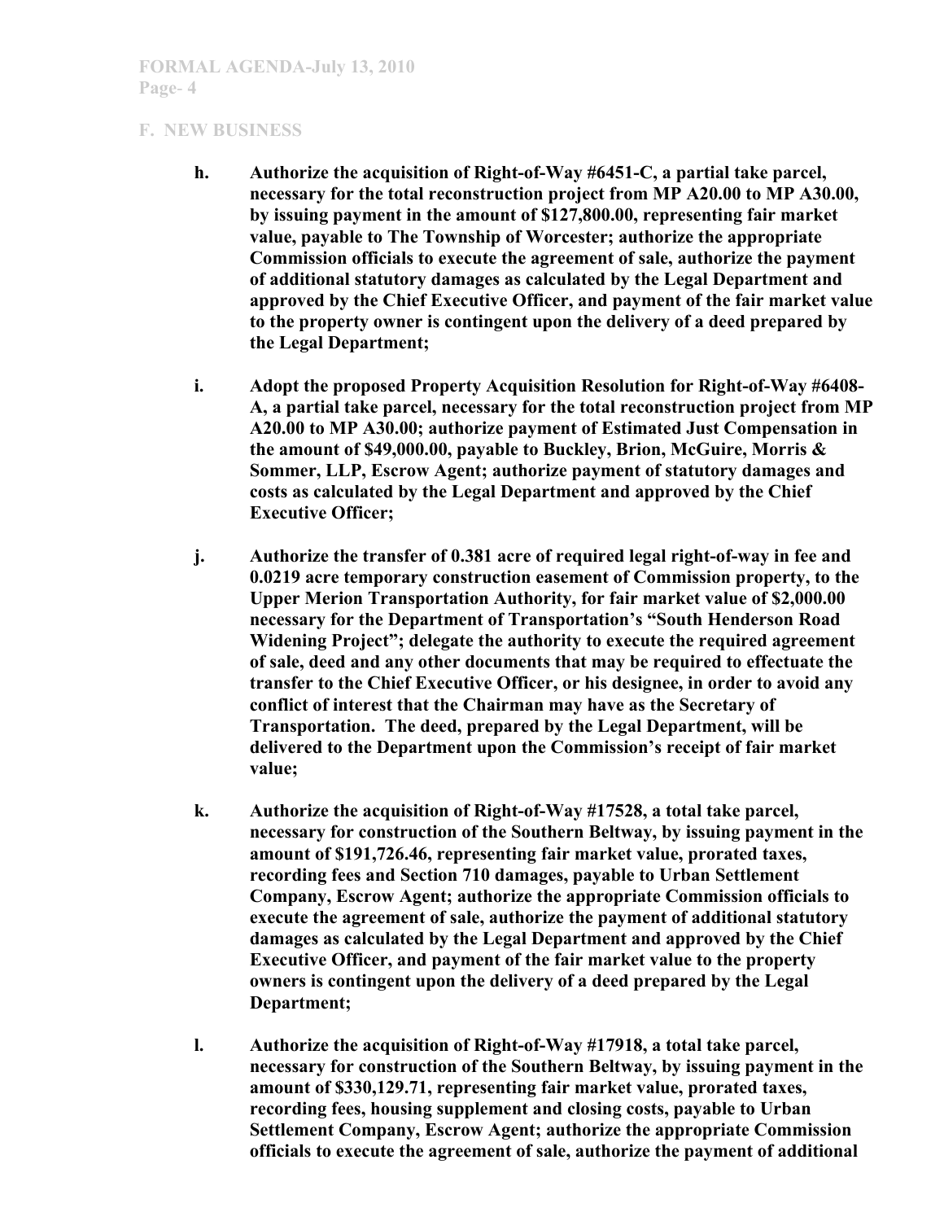## F. NEW BUSINESS

**h. Authorize the acquisition of Right-of-Way #6451-C, a partial take parcel, necessary for the total reconstruction project from MP A20.00 to MP A30.00, by issuing payment in the amount of $127,800.00, representing fair market value, payable to The Township of Worcester; authorize the appropriate Commission officials to execute the agreement of sale, authorize the payment of additional statutory damages as calculated by the Legal Department and approved by the Chief Executive Officer, and payment of the fair market value to the property owner is contingent upon the delivery of a deed prepared by the Legal Department;**

**i. Adopt the proposed Property Acquisition Resolution for Right-of-Way #6408-A, a partial take parcel, necessary for the total reconstruction project from MP A20.00 to MP A30.00; authorize payment of Estimated Just Compensation in the amount of $49,000.00, payable to Buckley, Brion, McGuire, Morris & Sommer, LLP, Escrow Agent; authorize payment of statutory damages and costs as calculated by the Legal Department and approved by the Chief Executive Officer;**

**j. Authorize the transfer of 0.381 acre of required legal right-of-way in fee and 0.0219 acre temporary construction easement of Commission property, to the Upper Merion Transportation Authority, for fair market value of $2,000.00 necessary for the Department of Transportation's "South Henderson Road Widening Project"; delegate the authority to execute the required agreement of sale, deed and any other documents that may be required to effectuate the transfer to the Chief Executive Officer, or his designee, in order to avoid any conflict of interest that the Chairman may have as the Secretary of Transportation. The deed, prepared by the Legal Department, will be delivered to the Department upon the Commission's receipt of fair market value;**

**k. Authorize the acquisition of Right-of-Way #17528, a total take parcel, necessary for construction of the Southern Beltway, by issuing payment in the amount of $191,726.46, representing fair market value, prorated taxes, recording fees and Section 710 damages, payable to Urban Settlement Company, Escrow Agent; authorize the appropriate Commission officials to execute the agreement of sale, authorize the payment of additional statutory damages as calculated by the Legal Department and approved by the Chief Executive Officer, and payment of the fair market value to the property owners is contingent upon the delivery of a deed prepared by the Legal Department;**

**l. Authorize the acquisition of Right-of-Way #17918, a total take parcel, necessary for construction of the Southern Beltway, by issuing payment in the amount of $330,129.71, representing fair market value, prorated taxes, recording fees, housing supplement and closing costs, payable to Urban Settlement Company, Escrow Agent; authorize the appropriate Commission officials to execute the agreement of sale, authorize the payment of additional**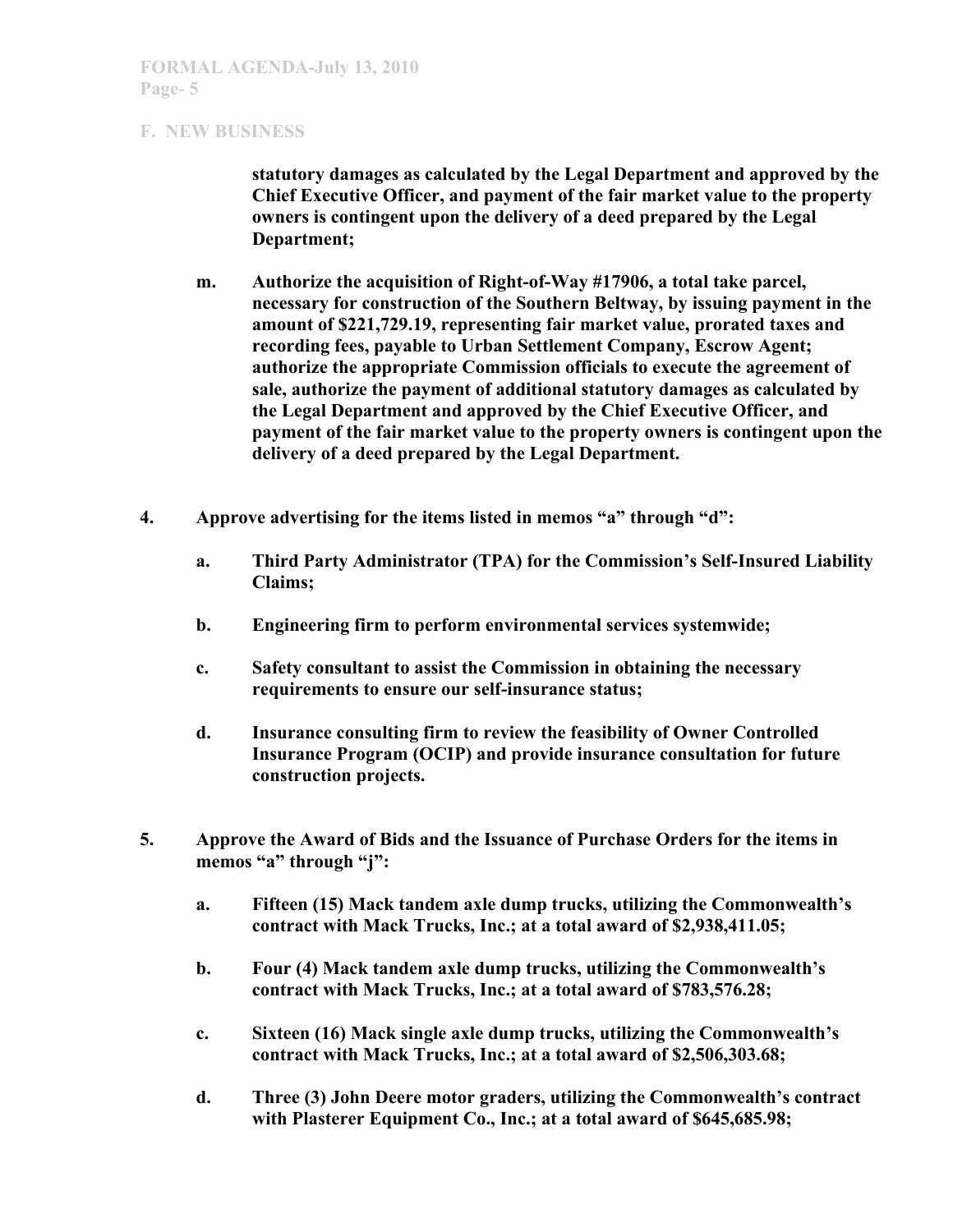statutory damages as calculated by the Legal Department and approved by the Chief Executive Officer, and payment of the fair market value to the property owners is contingent upon the delivery of a deed prepared by the Legal Department;

m. Authorize the acquisition of Right-of-Way #17906, a total take parcel, necessary for construction of the Southern Beltway, by issuing payment in the amount of $221,729.19, representing fair market value, prorated taxes and recording fees, payable to Urban Settlement Company, Escrow Agent; authorize the appropriate Commission officials to execute the agreement of sale, authorize the payment of additional statutory damages as calculated by the Legal Department and approved by the Chief Executive Officer, and payment of the fair market value to the property owners is contingent upon the delivery of a deed prepared by the Legal Department.

4. Approve advertising for the items listed in memos "a" through "d":

   a. Third Party Administrator (TPA) for the Commission's Self-Insured Liability Claims;

   b. Engineering firm to perform environmental services systemwide;

   c. Safety consultant to assist the Commission in obtaining the necessary requirements to ensure our self-insurance status;

   d. Insurance consulting firm to review the feasibility of Owner Controlled Insurance Program (OCIP) and provide insurance consultation for future construction projects.

5. Approve the Award of Bids and the Issuance of Purchase Orders for the items in memos "a" through "j":

   a. Fifteen (15) Mack tandem axle dump trucks, utilizing the Commonwealth's contract with Mack Trucks, Inc.; at a total award of $2,938,411.05;

   b. Four (4) Mack tandem axle dump trucks, utilizing the Commonwealth's contract with Mack Trucks, Inc.; at a total award of $783,576.28;

   c. Sixteen (16) Mack single axle dump trucks, utilizing the Commonwealth's contract with Mack Trucks, Inc.; at a total award of $2,506,303.68;

   d. Three (3) John Deere motor graders, utilizing the Commonwealth's contract with Plasterer Equipment Co., Inc.; at a total award of $645,685.98;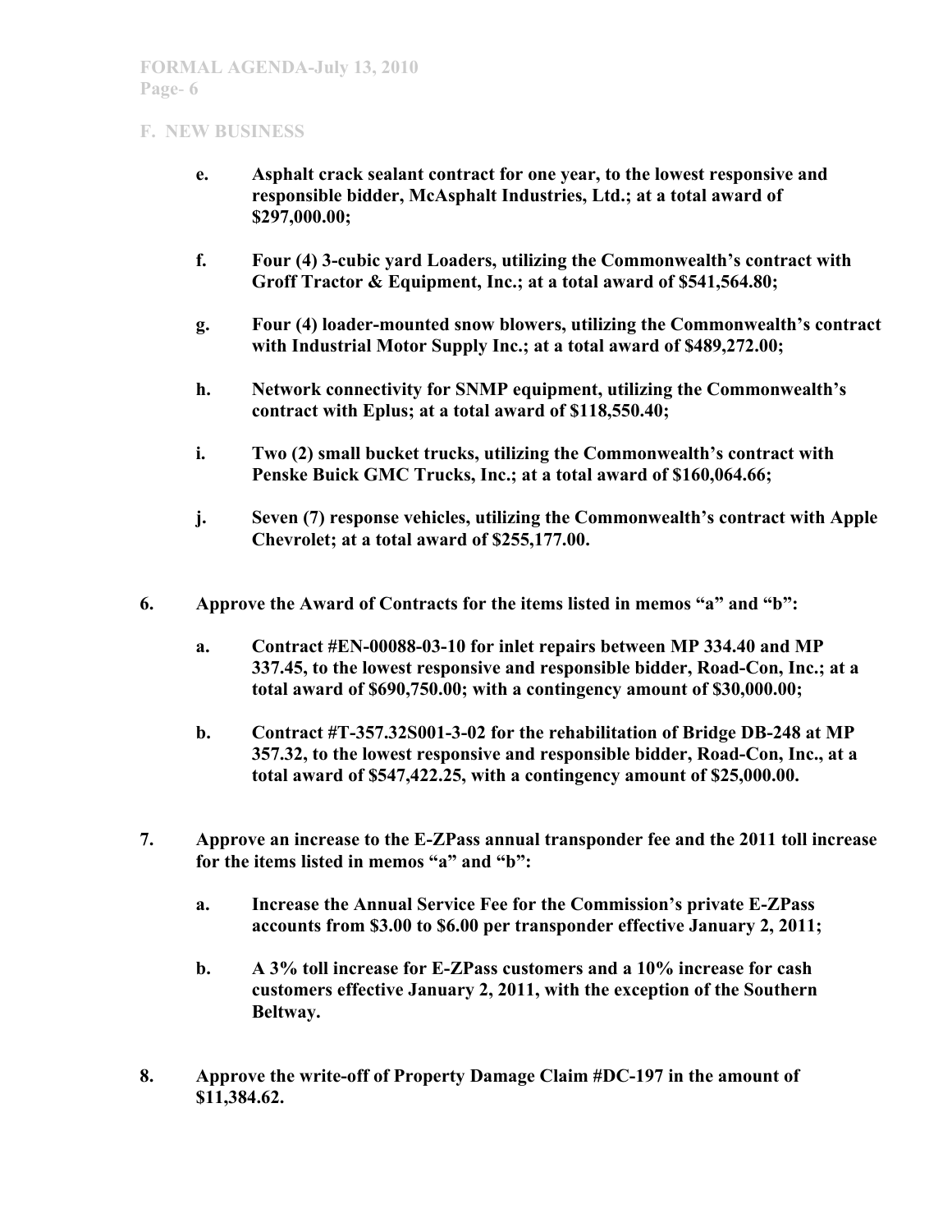## F. NEW BUSINESS

- **e.** **Asphalt crack sealant contract for one year, to the lowest responsive and responsible bidder, McAsphalt Industries, Ltd.; at a total award of $297,000.00;**

- **f.** **Four (4) 3-cubic yard Loaders, utilizing the Commonwealth's contract with Groff Tractor & Equipment, Inc.; at a total award of $541,564.80;**

- **g.** **Four (4) loader-mounted snow blowers, utilizing the Commonwealth's contract with Industrial Motor Supply Inc.; at a total award of $489,272.00;**

- **h.** **Network connectivity for SNMP equipment, utilizing the Commonwealth's contract with Eplus; at a total award of $118,550.40;**

- **i.** **Two (2) small bucket trucks, utilizing the Commonwealth's contract with Penske Buick GMC Trucks, Inc.; at a total award of $160,064.66;**

- **j.** **Seven (7) response vehicles, utilizing the Commonwealth's contract with Apple Chevrolet; at a total award of $255,177.00.**

**6. Approve the Award of Contracts for the items listed in memos "a" and "b":**

- **a.** **Contract #EN-00088-03-10 for inlet repairs between MP 334.40 and MP 337.45, to the lowest responsive and responsible bidder, Road-Con, Inc.; at a total award of $690,750.00; with a contingency amount of $30,000.00;**

- **b.** **Contract #T-357.32S001-3-02 for the rehabilitation of Bridge DB-248 at MP 357.32, to the lowest responsive and responsible bidder, Road-Con, Inc., at a total award of $547,422.25, with a contingency amount of $25,000.00.**

**7. Approve an increase to the E-ZPass annual transponder fee and the 2011 toll increase for the items listed in memos "a" and "b":**

- **a.** **Increase the Annual Service Fee for the Commission's private E-ZPass accounts from $3.00 to $6.00 per transponder effective January 2, 2011;**

- **b.** **A 3% toll increase for E-ZPass customers and a 10% increase for cash customers effective January 2, 2011, with the exception of the Southern Beltway.**

**8. Approve the write-off of Property Damage Claim #DC-197 in the amount of $11,384.62.**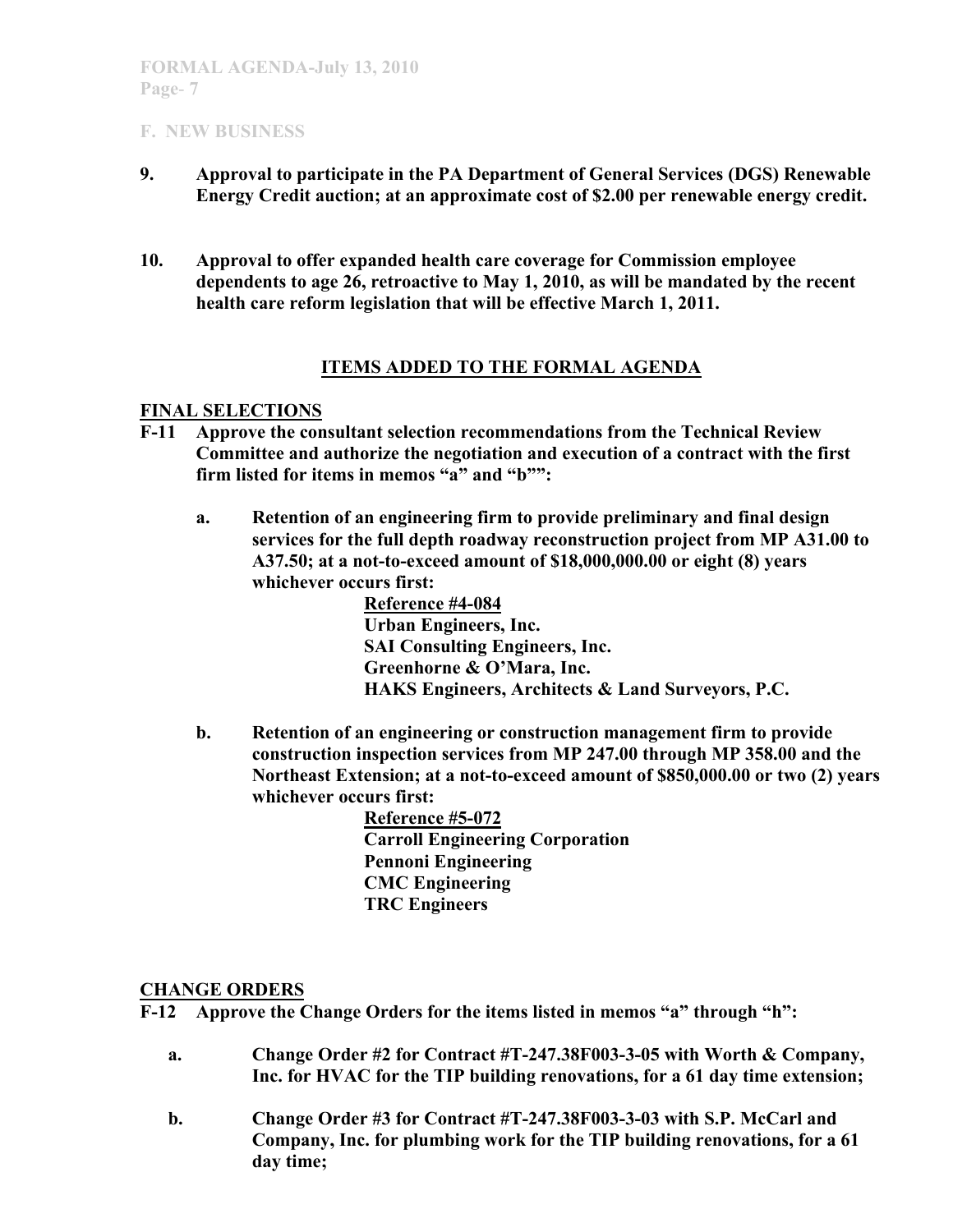## F. NEW BUSINESS

**9. Approval to participate in the PA Department of General Services (DGS) Renewable Energy Credit auction; at an approximate cost of $2.00 per renewable energy credit.**

**10. Approval to offer expanded health care coverage for Commission employee dependents to age 26, retroactive to May 1, 2010, as will be mandated by the recent health care reform legislation that will be effective March 1, 2011.**

## ITEMS ADDED TO THE FORMAL AGENDA

### FINAL SELECTIONS

**F-11 Approve the consultant selection recommendations from the Technical Review Committee and authorize the negotiation and execution of a contract with the first firm listed for items in memos "a" and "b"":**

**a. Retention of an engineering firm to provide preliminary and final design services for the full depth roadway reconstruction project from MP A31.00 to A37.50; at a not-to-exceed amount of $18,000,000.00 or eight (8) years whichever occurs first:**

**Reference #4-084**
**Urban Engineers, Inc.**
**SAI Consulting Engineers, Inc.**
**Greenhorne & O'Mara, Inc.**
**HAKS Engineers, Architects & Land Surveyors, P.C.**

**b. Retention of an engineering or construction management firm to provide construction inspection services from MP 247.00 through MP 358.00 and the Northeast Extension; at a not-to-exceed amount of $850,000.00 or two (2) years whichever occurs first:**

**Reference #5-072**
**Carroll Engineering Corporation**
**Pennoni Engineering**
**CMC Engineering**
**TRC Engineers**

### CHANGE ORDERS

**F-12 Approve the Change Orders for the items listed in memos "a" through "h":**

**a. Change Order #2 for Contract #T-247.38F003-3-05 with Worth & Company, Inc. for HVAC for the TIP building renovations, for a 61 day time extension;**

**b. Change Order #3 for Contract #T-247.38F003-3-03 with S.P. McCarl and Company, Inc. for plumbing work for the TIP building renovations, for a 61 day time;**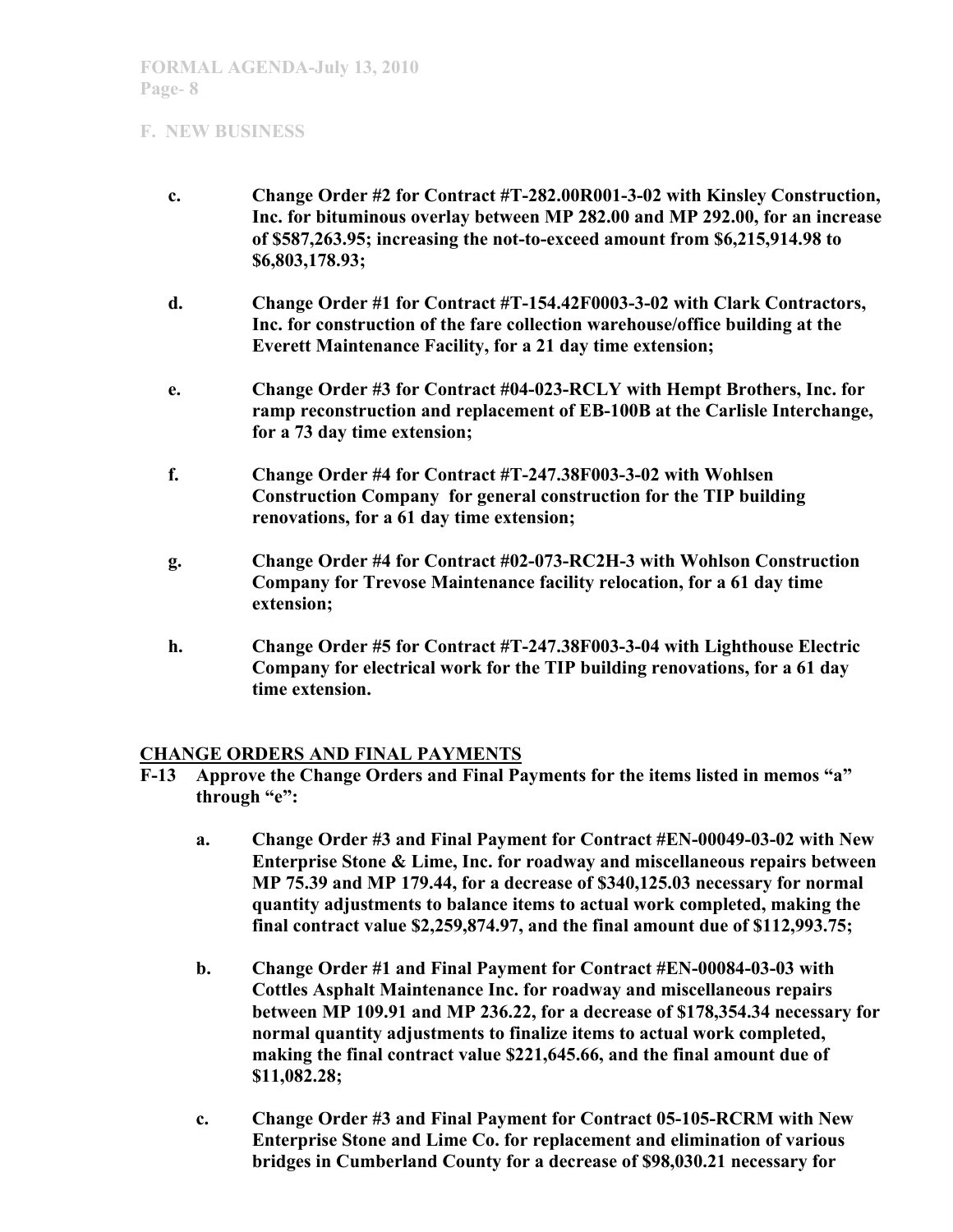**F. NEW BUSINESS**

- **c.** **Change Order #2 for Contract #T-282.00R001-3-02 with Kinsley Construction, Inc. for bituminous overlay between MP 282.00 and MP 292.00, for an increase of $587,263.95; increasing the not-to-exceed amount from $6,215,914.98 to $6,803,178.93;**

- **d.** **Change Order #1 for Contract #T-154.42F0003-3-02 with Clark Contractors, Inc. for construction of the fare collection warehouse/office building at the Everett Maintenance Facility, for a 21 day time extension;**

- **e.** **Change Order #3 for Contract #04-023-RCLY with Hempt Brothers, Inc. for ramp reconstruction and replacement of EB-100B at the Carlisle Interchange, for a 73 day time extension;**

- **f.** **Change Order #4 for Contract #T-247.38F003-3-02 with Wohlsen Construction Company for general construction for the TIP building renovations, for a 61 day time extension;**

- **g.** **Change Order #4 for Contract #02-073-RC2H-3 with Wohlson Construction Company for Trevose Maintenance facility relocation, for a 61 day time extension;**

- **h.** **Change Order #5 for Contract #T-247.38F003-3-04 with Lighthouse Electric Company for electrical work for the TIP building renovations, for a 61 day time extension.**

**CHANGE ORDERS AND FINAL PAYMENTS**

**F-13 Approve the Change Orders and Final Payments for the items listed in memos "a" through "e":**

- **a.** **Change Order #3 and Final Payment for Contract #EN-00049-03-02 with New Enterprise Stone & Lime, Inc. for roadway and miscellaneous repairs between MP 75.39 and MP 179.44, for a decrease of $340,125.03 necessary for normal quantity adjustments to balance items to actual work completed, making the final contract value $2,259,874.97, and the final amount due of $112,993.75;**

- **b.** **Change Order #1 and Final Payment for Contract #EN-00084-03-03 with Cottles Asphalt Maintenance Inc. for roadway and miscellaneous repairs between MP 109.91 and MP 236.22, for a decrease of $178,354.34 necessary for normal quantity adjustments to finalize items to actual work completed, making the final contract value $221,645.66, and the final amount due of $11,082.28;**

- **c.** **Change Order #3 and Final Payment for Contract 05-105-RCRM with New Enterprise Stone and Lime Co. for replacement and elimination of various bridges in Cumberland County for a decrease of $98,030.21 necessary for**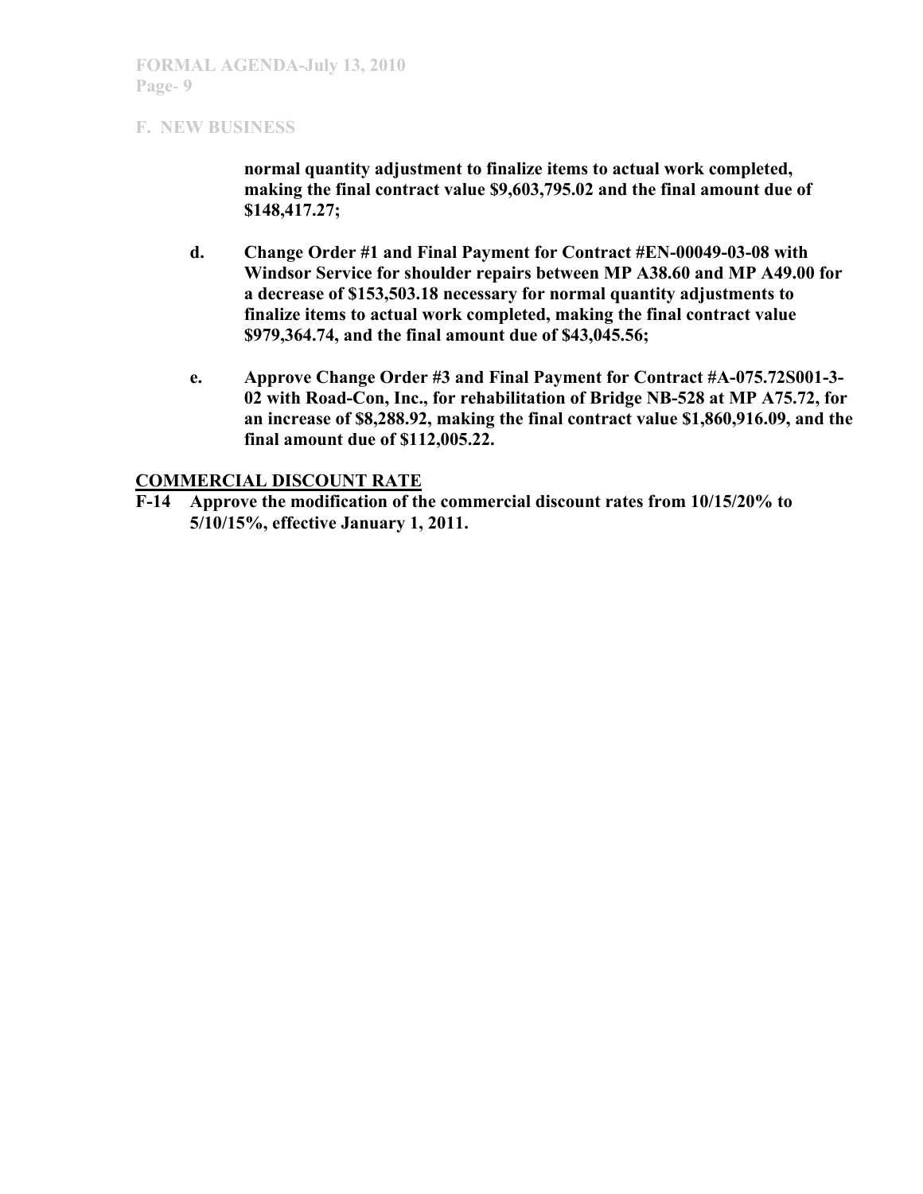## F. NEW BUSINESS

**normal quantity adjustment to finalize items to actual work completed, making the final contract value $9,603,795.02 and the final amount due of $148,417.27;**

**d. Change Order #1 and Final Payment for Contract #EN-00049-03-08 with Windsor Service for shoulder repairs between MP A38.60 and MP A49.00 for a decrease of $153,503.18 necessary for normal quantity adjustments to finalize items to actual work completed, making the final contract value $979,364.74, and the final amount due of $43,045.56;**

**e. Approve Change Order #3 and Final Payment for Contract #A-075.72S001-3-02 with Road-Con, Inc., for rehabilitation of Bridge NB-528 at MP A75.72, for an increase of $8,288.92, making the final contract value $1,860,916.09, and the final amount due of $112,005.22.**

**COMMERCIAL DISCOUNT RATE**

**F-14 Approve the modification of the commercial discount rates from 10/15/20% to 5/10/15%, effective January 1, 2011.**